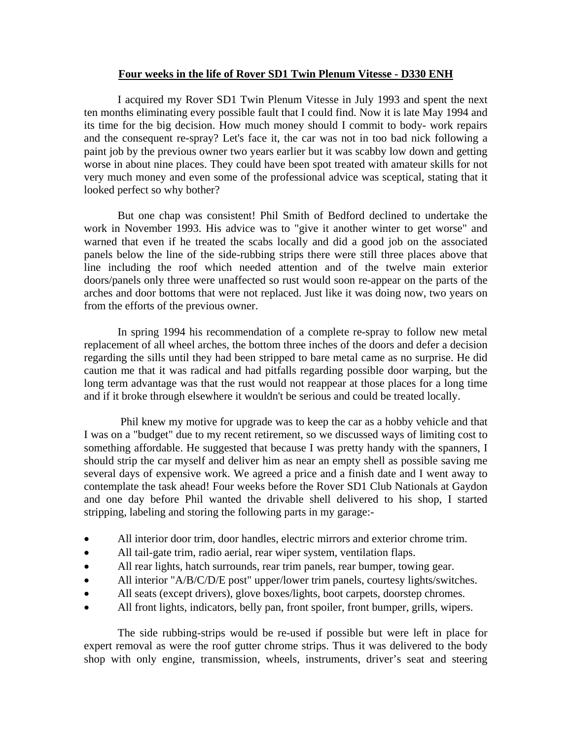**Four weeks in the life of Rover SD1 Twin Plenum Vitesse - D330 ENH**

I acquired my Rover SD1 Twin Plenum Vitesse in July 1993 and spent the next ten months eliminating every possible fault that I could find. Now it is late May 1994 and its time for the big decision. How much money should I commit to body- work repairs and the consequent re-spray? Let's face it, the car was not in too bad nick following a paint job by the previous owner two years earlier but it was scabby low down and getting worse in about nine places. They could have been spot treated with amateur skills for not very much money and even some of the professional advice was sceptical, stating that it looked perfect so why bother?

But one chap was consistent! Phil Smith of Bedford declined to undertake the work in November 1993. His advice was to "give it another winter to get worse" and warned that even if he treated the scabs locally and did a good job on the associated panels below the line of the side-rubbing strips there were still three places above that line including the roof which needed attention and of the twelve main exterior doors/panels only three were unaffected so rust would soon re-appear on the parts of the arches and door bottoms that were not replaced. Just like it was doing now, two years on from the efforts of the previous owner.

In spring 1994 his recommendation of a complete re-spray to follow new metal replacement of all wheel arches, the bottom three inches of the doors and defer a decision regarding the sills until they had been stripped to bare metal came as no surprise. He did caution me that it was radical and had pitfalls regarding possible door warping, but the long term advantage was that the rust would not reappear at those places for a long time and if it broke through elsewhere it wouldn't be serious and could be treated locally.

Phil knew my motive for upgrade was to keep the car as a hobby vehicle and that I was on a "budget" due to my recent retirement, so we discussed ways of limiting cost to something affordable. He suggested that because I was pretty handy with the spanners, I should strip the car myself and deliver him as near an empty shell as possible saving me several days of expensive work. We agreed a price and a finish date and I went away to contemplate the task ahead! Four weeks before the Rover SD1 Club Nationals at Gaydon and one day before Phil wanted the drivable shell delivered to his shop, I started stripping, labeling and storing the following parts in my garage:-

- All interior door trim, door handles, electric mirrors and exterior chrome trim.
- All tail-gate trim, radio aerial, rear wiper system, ventilation flaps.
- All rear lights, hatch surrounds, rear trim panels, rear bumper, towing gear.
- All interior "A/B/C/D/E post" upper/lower trim panels, courtesy lights/switches.
- All seats (except drivers), glove boxes/lights, boot carpets, doorstep chromes.
- All front lights, indicators, belly pan, front spoiler, front bumper, grills, wipers.

The side rubbing-strips would be re-used if possible but were left in place for expert removal as were the roof gutter chrome strips. Thus it was delivered to the body shop with only engine, transmission, wheels, instruments, driver's seat and steering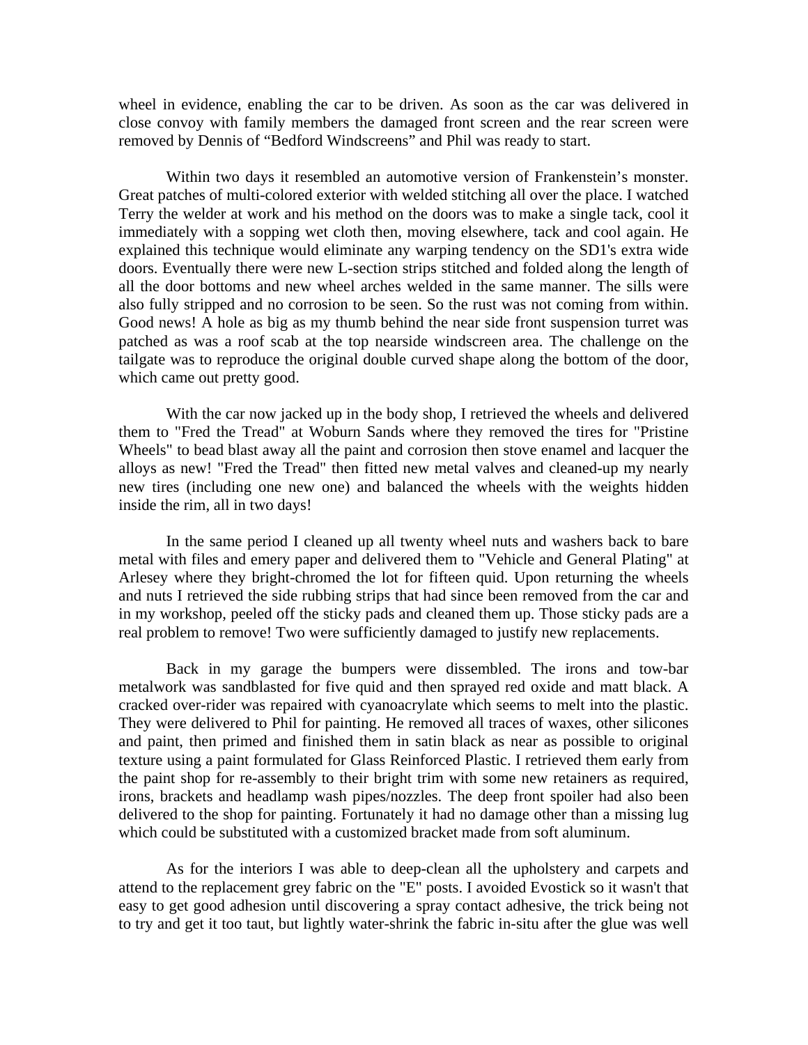wheel in evidence, enabling the car to be driven. As soon as the car was delivered in close convoy with family members the damaged front screen and the rear screen were removed by Dennis of “Bedford Windscreens” and Phil was ready to start.

Within two days it resembled an automotive version of Frankenstein’s monster. Great patches of multi-colored exterior with welded stitching all over the place. I watched Terry the welder at work and his method on the doors was to make a single tack, cool it immediately with a sopping wet cloth then, moving elsewhere, tack and cool again. He explained this technique would eliminate any warping tendency on the SD1's extra wide doors. Eventually there were new L-section strips stitched and folded along the length of all the door bottoms and new wheel arches welded in the same manner. The sills were also fully stripped and no corrosion to be seen. So the rust was not coming from within. Good news! A hole as big as my thumb behind the near side front suspension turret was patched as was a roof scab at the top nearside windscreen area. The challenge on the tailgate was to reproduce the original double curved shape along the bottom of the door, which came out pretty good.

With the car now jacked up in the body shop, I retrieved the wheels and delivered them to "Fred the Tread" at Woburn Sands where they removed the tires for "Pristine Wheels" to bead blast away all the paint and corrosion then stove enamel and lacquer the alloys as new! "Fred the Tread" then fitted new metal valves and cleaned-up my nearly new tires (including one new one) and balanced the wheels with the weights hidden inside the rim, all in two days!

In the same period I cleaned up all twenty wheel nuts and washers back to bare metal with files and emery paper and delivered them to "Vehicle and General Plating" at Arlesey where they bright-chromed the lot for fifteen quid. Upon returning the wheels and nuts I retrieved the side rubbing strips that had since been removed from the car and in my workshop, peeled off the sticky pads and cleaned them up. Those sticky pads are a real problem to remove! Two were sufficiently damaged to justify new replacements.

Back in my garage the bumpers were dissembled. The irons and tow-bar metalwork was sandblasted for five quid and then sprayed red oxide and matt black. A cracked over-rider was repaired with cyanoacrylate which seems to melt into the plastic. They were delivered to Phil for painting. He removed all traces of waxes, other silicones and paint, then primed and finished them in satin black as near as possible to original texture using a paint formulated for Glass Reinforced Plastic. I retrieved them early from the paint shop for re-assembly to their bright trim with some new retainers as required, irons, brackets and headlamp wash pipes/nozzles. The deep front spoiler had also been delivered to the shop for painting. Fortunately it had no damage other than a missing lug which could be substituted with a customized bracket made from soft aluminum.

As for the interiors I was able to deep-clean all the upholstery and carpets and attend to the replacement grey fabric on the "E" posts. I avoided Evostick so it wasn't that easy to get good adhesion until discovering a spray contact adhesive, the trick being not to try and get it too taut, but lightly water-shrink the fabric in-situ after the glue was well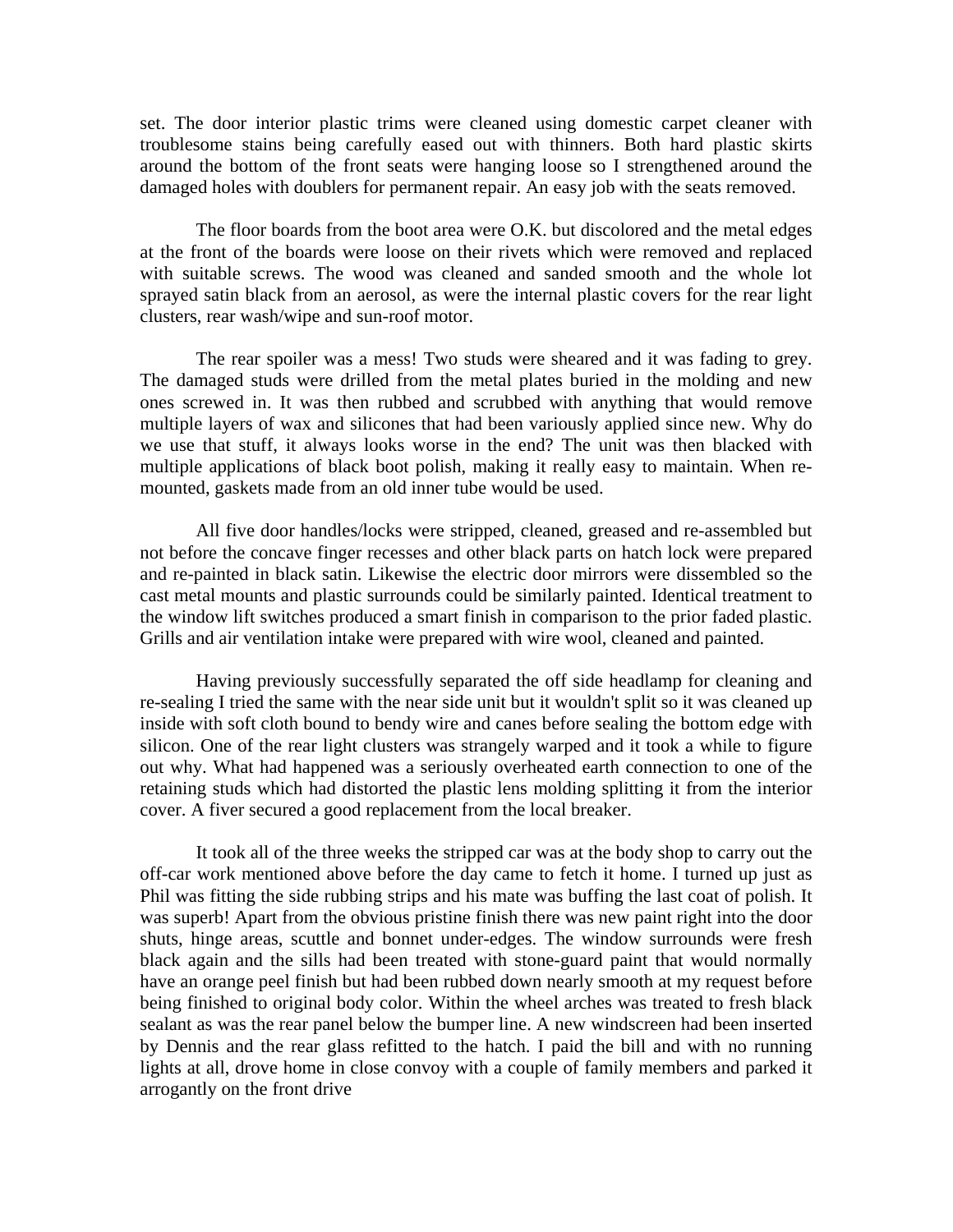set. The door interior plastic trims were cleaned using domestic carpet cleaner with troublesome stains being carefully eased out with thinners. Both hard plastic skirts around the bottom of the front seats were hanging loose so I strengthened around the damaged holes with doublers for permanent repair. An easy job with the seats removed.

The floor boards from the boot area were O.K. but discolored and the metal edges at the front of the boards were loose on their rivets which were removed and replaced with suitable screws. The wood was cleaned and sanded smooth and the whole lot sprayed satin black from an aerosol, as were the internal plastic covers for the rear light clusters, rear wash/wipe and sun-roof motor.

The rear spoiler was a mess! Two studs were sheared and it was fading to grey. The damaged studs were drilled from the metal plates buried in the molding and new ones screwed in. It was then rubbed and scrubbed with anything that would remove multiple layers of wax and silicones that had been variously applied since new. Why do we use that stuff, it always looks worse in the end? The unit was then blacked with multiple applications of black boot polish, making it really easy to maintain. When re-mounted, gaskets made from an old inner tube would be used.

All five door handles/locks were stripped, cleaned, greased and re-assembled but not before the concave finger recesses and other black parts on hatch lock were prepared and re-painted in black satin. Likewise the electric door mirrors were dissembled so the cast metal mounts and plastic surrounds could be similarly painted. Identical treatment to the window lift switches produced a smart finish in comparison to the prior faded plastic. Grills and air ventilation intake were prepared with wire wool, cleaned and painted.

Having previously successfully separated the off side headlamp for cleaning and re-sealing I tried the same with the near side unit but it wouldn't split so it was cleaned up inside with soft cloth bound to bendy wire and canes before sealing the bottom edge with silicon. One of the rear light clusters was strangely warped and it took a while to figure out why. What had happened was a seriously overheated earth connection to one of the retaining studs which had distorted the plastic lens molding splitting it from the interior cover. A fiver secured a good replacement from the local breaker.

It took all of the three weeks the stripped car was at the body shop to carry out the off-car work mentioned above before the day came to fetch it home. I turned up just as Phil was fitting the side rubbing strips and his mate was buffing the last coat of polish. It was superb! Apart from the obvious pristine finish there was new paint right into the door shuts, hinge areas, scuttle and bonnet under-edges. The window surrounds were fresh black again and the sills had been treated with stone-guard paint that would normally have an orange peel finish but had been rubbed down nearly smooth at my request before being finished to original body color. Within the wheel arches was treated to fresh black sealant as was the rear panel below the bumper line. A new windscreen had been inserted by Dennis and the rear glass refitted to the hatch. I paid the bill and with no running lights at all, drove home in close convoy with a couple of family members and parked it arrogantly on the front drive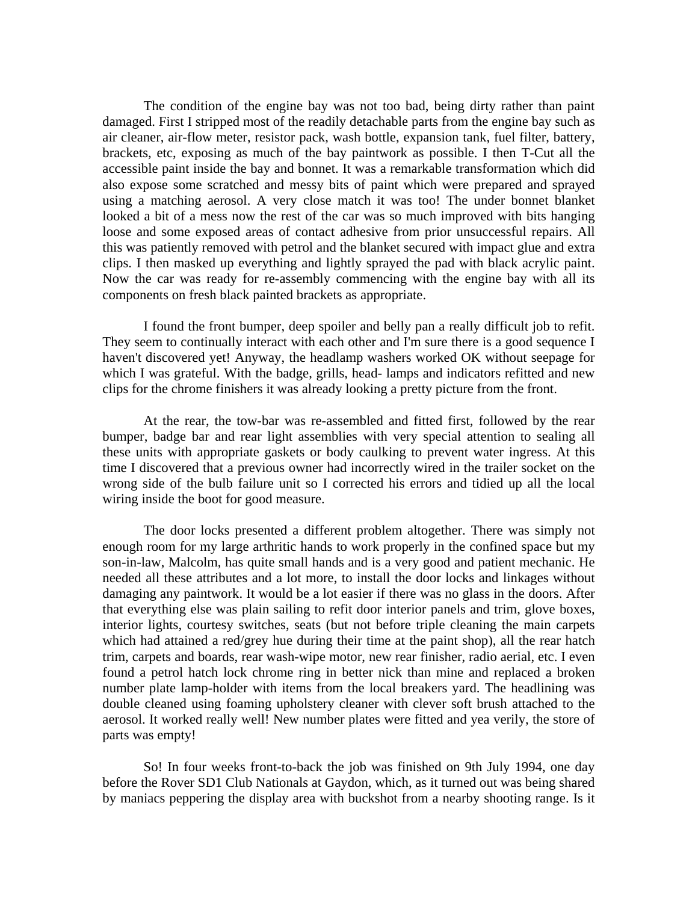The condition of the engine bay was not too bad, being dirty rather than paint damaged. First I stripped most of the readily detachable parts from the engine bay such as air cleaner, air-flow meter, resistor pack, wash bottle, expansion tank, fuel filter, battery, brackets, etc, exposing as much of the bay paintwork as possible. I then T-Cut all the accessible paint inside the bay and bonnet. It was a remarkable transformation which did also expose some scratched and messy bits of paint which were prepared and sprayed using a matching aerosol. A very close match it was too! The under bonnet blanket looked a bit of a mess now the rest of the car was so much improved with bits hanging loose and some exposed areas of contact adhesive from prior unsuccessful repairs. All this was patiently removed with petrol and the blanket secured with impact glue and extra clips. I then masked up everything and lightly sprayed the pad with black acrylic paint. Now the car was ready for re-assembly commencing with the engine bay with all its components on fresh black painted brackets as appropriate.

I found the front bumper, deep spoiler and belly pan a really difficult job to refit. They seem to continually interact with each other and I'm sure there is a good sequence I haven't discovered yet! Anyway, the headlamp washers worked OK without seepage for which I was grateful. With the badge, grills, head- lamps and indicators refitted and new clips for the chrome finishers it was already looking a pretty picture from the front.

At the rear, the tow-bar was re-assembled and fitted first, followed by the rear bumper, badge bar and rear light assemblies with very special attention to sealing all these units with appropriate gaskets or body caulking to prevent water ingress. At this time I discovered that a previous owner had incorrectly wired in the trailer socket on the wrong side of the bulb failure unit so I corrected his errors and tidied up all the local wiring inside the boot for good measure.

The door locks presented a different problem altogether. There was simply not enough room for my large arthritic hands to work properly in the confined space but my son-in-law, Malcolm, has quite small hands and is a very good and patient mechanic. He needed all these attributes and a lot more, to install the door locks and linkages without damaging any paintwork. It would be a lot easier if there was no glass in the doors. After that everything else was plain sailing to refit door interior panels and trim, glove boxes, interior lights, courtesy switches, seats (but not before triple cleaning the main carpets which had attained a red/grey hue during their time at the paint shop), all the rear hatch trim, carpets and boards, rear wash-wipe motor, new rear finisher, radio aerial, etc. I even found a petrol hatch lock chrome ring in better nick than mine and replaced a broken number plate lamp-holder with items from the local breakers yard. The headlining was double cleaned using foaming upholstery cleaner with clever soft brush attached to the aerosol. It worked really well! New number plates were fitted and yea verily, the store of parts was empty!

So! In four weeks front-to-back the job was finished on 9th July 1994, one day before the Rover SD1 Club Nationals at Gaydon, which, as it turned out was being shared by maniacs peppering the display area with buckshot from a nearby shooting range. Is it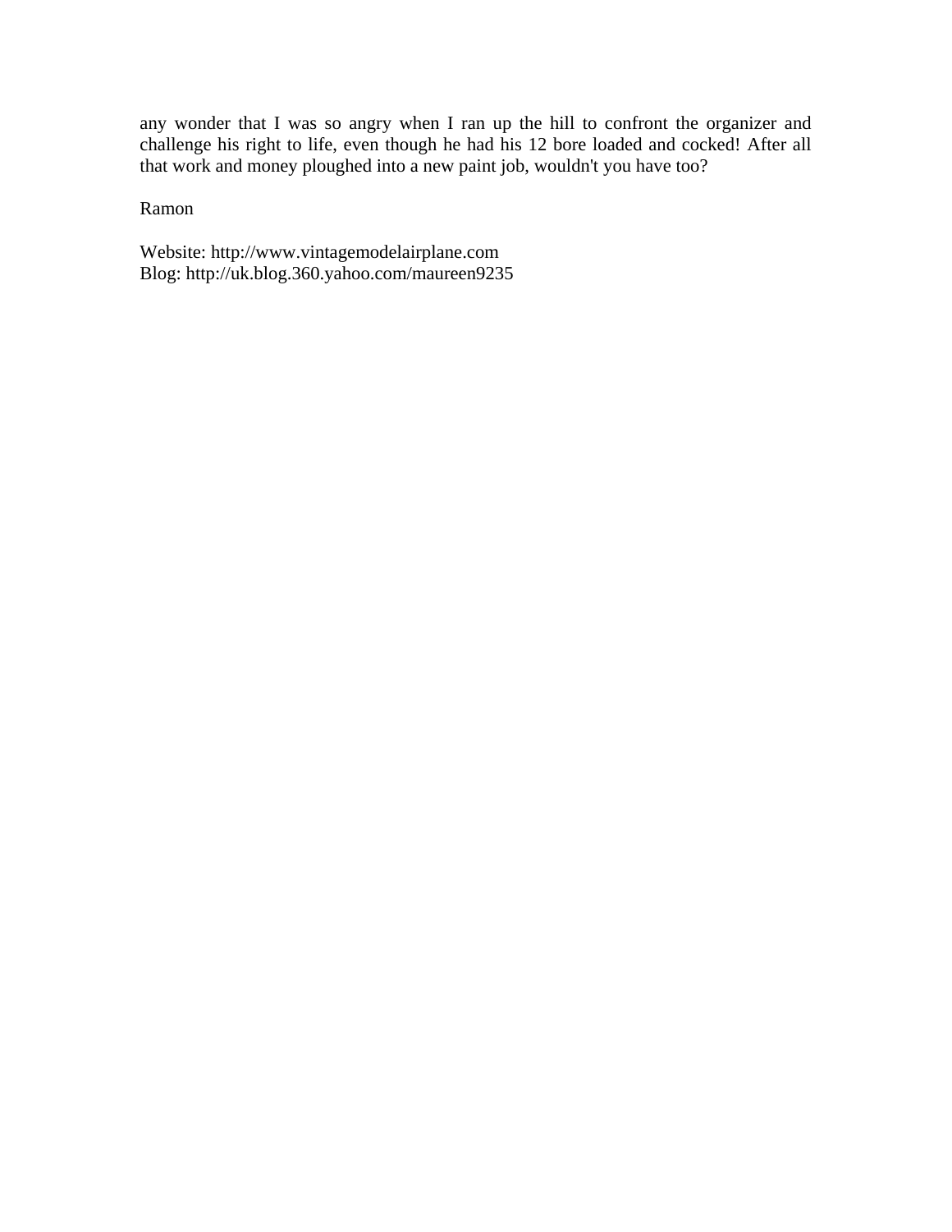any wonder that I was so angry when I ran up the hill to confront the organizer and challenge his right to life, even though he had his 12 bore loaded and cocked! After all that work and money ploughed into a new paint job, wouldn't you have too?

Ramon

Website: http://www.vintagemodelairplane.com
Blog: http://uk.blog.360.yahoo.com/maureen9235